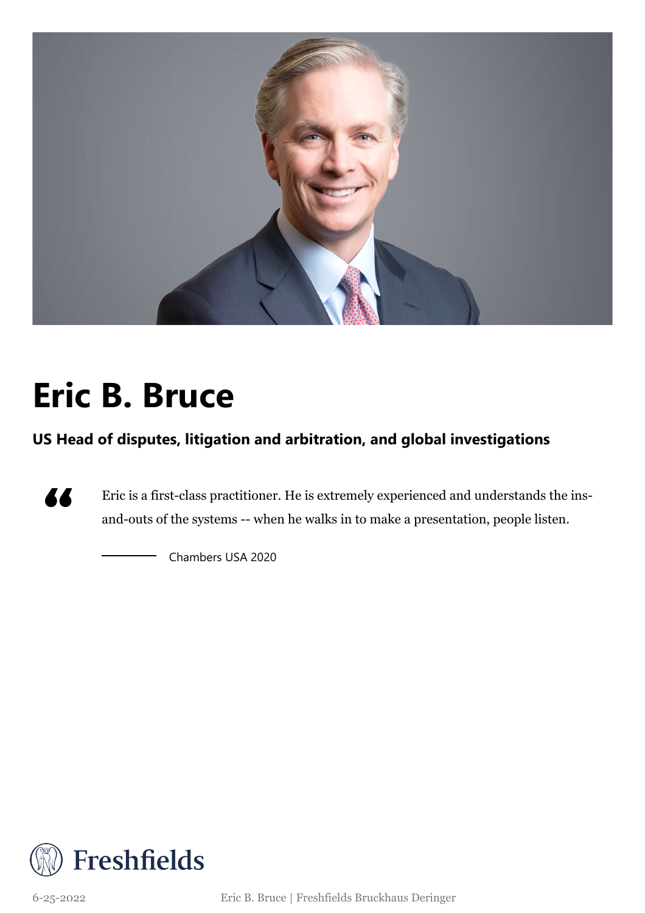# Eric B. Bruce

**US Head of disputes, litigation and arbitration, and global investigations**

> Eric is a first-class practitioner. He is extremely experienced and understands the ins-and-outs of the systems -- when he walks in to make a presentation, people listen.
>
> — Chambers USA 2020

Freshfields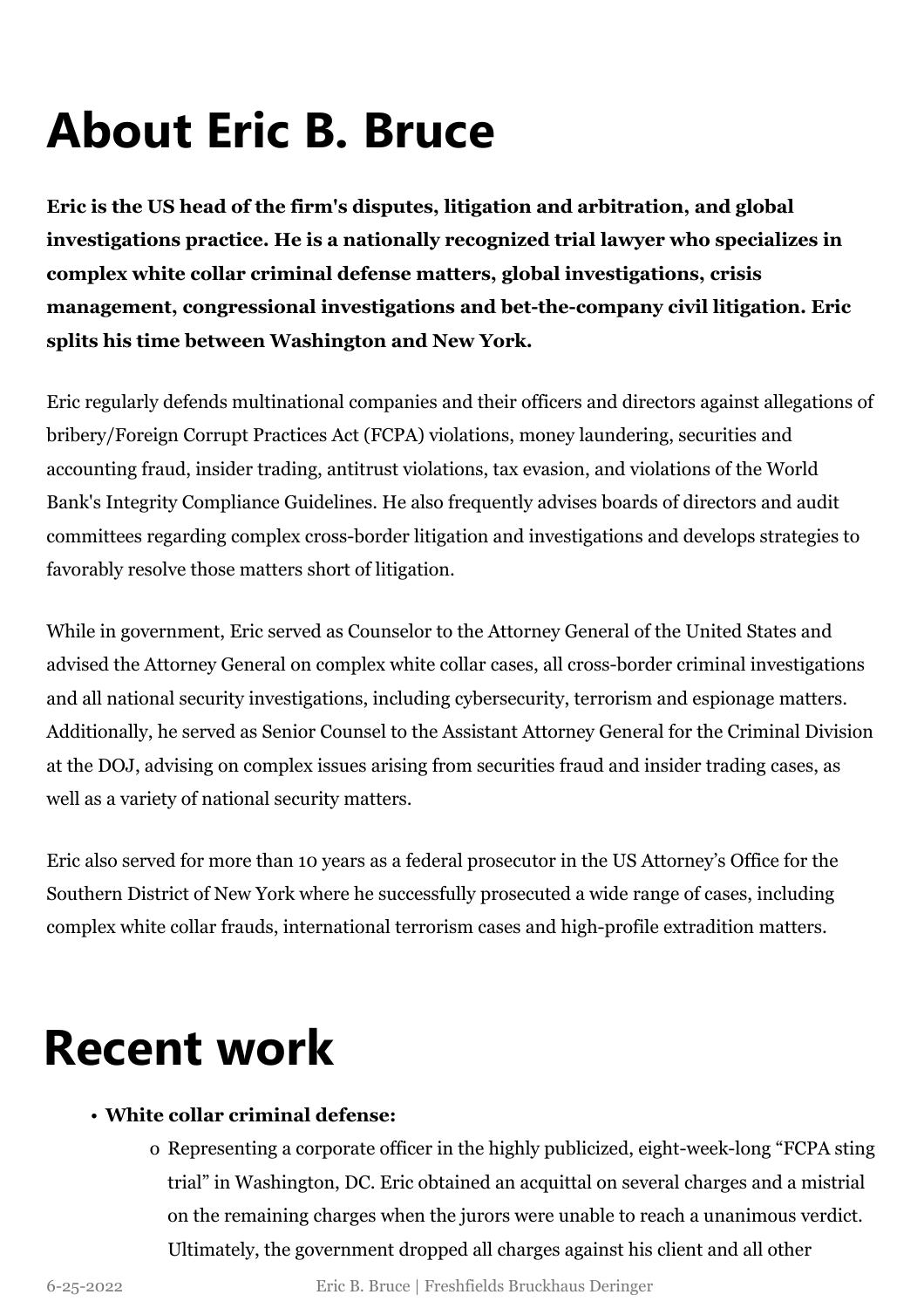# About Eric B. Bruce

**Eric is the US head of the firm's disputes, litigation and arbitration, and global investigations practice. He is a nationally recognized trial lawyer who specializes in complex white collar criminal defense matters, global investigations, crisis management, congressional investigations and bet-the-company civil litigation. Eric splits his time between Washington and New York.**

Eric regularly defends multinational companies and their officers and directors against allegations of bribery/Foreign Corrupt Practices Act (FCPA) violations, money laundering, securities and accounting fraud, insider trading, antitrust violations, tax evasion, and violations of the World Bank's Integrity Compliance Guidelines. He also frequently advises boards of directors and audit committees regarding complex cross-border litigation and investigations and develops strategies to favorably resolve those matters short of litigation.

While in government, Eric served as Counselor to the Attorney General of the United States and advised the Attorney General on complex white collar cases, all cross-border criminal investigations and all national security investigations, including cybersecurity, terrorism and espionage matters. Additionally, he served as Senior Counsel to the Assistant Attorney General for the Criminal Division at the DOJ, advising on complex issues arising from securities fraud and insider trading cases, as well as a variety of national security matters.

Eric also served for more than 10 years as a federal prosecutor in the US Attorney's Office for the Southern District of New York where he successfully prosecuted a wide range of cases, including complex white collar frauds, international terrorism cases and high-profile extradition matters.

# Recent work

- **White collar criminal defense:**
  - Representing a corporate officer in the highly publicized, eight-week-long "FCPA sting trial" in Washington, DC. Eric obtained an acquittal on several charges and a mistrial on the remaining charges when the jurors were unable to reach a unanimous verdict. Ultimately, the government dropped all charges against his client and all other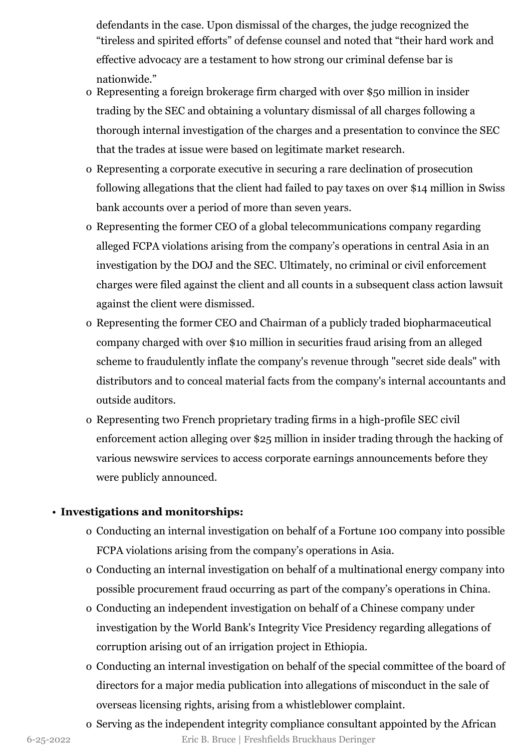defendants in the case. Upon dismissal of the charges, the judge recognized the "tireless and spirited efforts" of defense counsel and noted that "their hard work and effective advocacy are a testament to how strong our criminal defense bar is nationwide."

  - Representing a foreign brokerage firm charged with over $50 million in insider trading by the SEC and obtaining a voluntary dismissal of all charges following a thorough internal investigation of the charges and a presentation to convince the SEC that the trades at issue were based on legitimate market research.
  - Representing a corporate executive in securing a rare declination of prosecution following allegations that the client had failed to pay taxes on over $14 million in Swiss bank accounts over a period of more than seven years.
  - Representing the former CEO of a global telecommunications company regarding alleged FCPA violations arising from the company's operations in central Asia in an investigation by the DOJ and the SEC. Ultimately, no criminal or civil enforcement charges were filed against the client and all counts in a subsequent class action lawsuit against the client were dismissed.
  - Representing the former CEO and Chairman of a publicly traded biopharmaceutical company charged with over $10 million in securities fraud arising from an alleged scheme to fraudulently inflate the company's revenue through "secret side deals" with distributors and to conceal material facts from the company's internal accountants and outside auditors.
  - Representing two French proprietary trading firms in a high-profile SEC civil enforcement action alleging over $25 million in insider trading through the hacking of various newswire services to access corporate earnings announcements before they were publicly announced.

- **Investigations and monitorships:**
  - Conducting an internal investigation on behalf of a Fortune 100 company into possible FCPA violations arising from the company's operations in Asia.
  - Conducting an internal investigation on behalf of a multinational energy company into possible procurement fraud occurring as part of the company's operations in China.
  - Conducting an independent investigation on behalf of a Chinese company under investigation by the World Bank's Integrity Vice Presidency regarding allegations of corruption arising out of an irrigation project in Ethiopia.
  - Conducting an internal investigation on behalf of the special committee of the board of directors for a major media publication into allegations of misconduct in the sale of overseas licensing rights, arising from a whistleblower complaint.
  - Serving as the independent integrity compliance consultant appointed by the African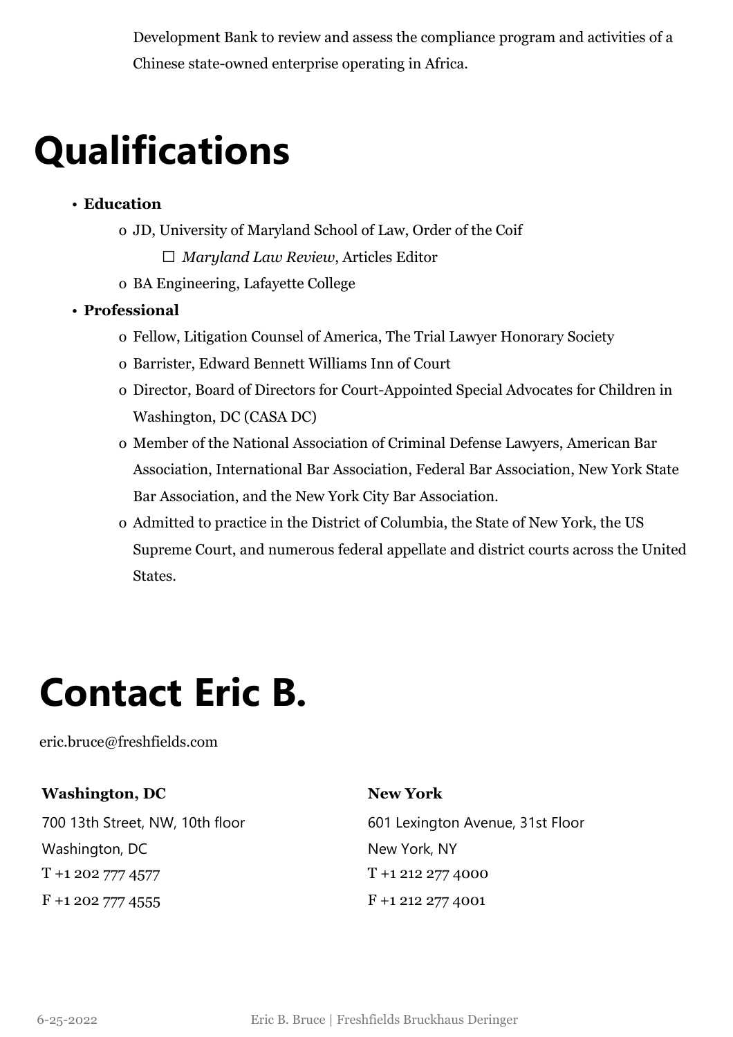Development Bank to review and assess the compliance program and activities of a Chinese state-owned enterprise operating in Africa.

# Qualifications

- **Education**
  - JD, University of Maryland School of Law, Order of the Coif
    - *Maryland Law Review*, Articles Editor
  - BA Engineering, Lafayette College
- **Professional**
  - Fellow, Litigation Counsel of America, The Trial Lawyer Honorary Society
  - Barrister, Edward Bennett Williams Inn of Court
  - Director, Board of Directors for Court-Appointed Special Advocates for Children in Washington, DC (CASA DC)
  - Member of the National Association of Criminal Defense Lawyers, American Bar Association, International Bar Association, Federal Bar Association, New York State Bar Association, and the New York City Bar Association.
  - Admitted to practice in the District of Columbia, the State of New York, the US Supreme Court, and numerous federal appellate and district courts across the United States.

# Contact Eric B.

eric.bruce@freshfields.com

**Washington, DC**

700 13th Street, NW, 10th floor
Washington, DC
T +1 202 777 4577
F +1 202 777 4555

**New York**

601 Lexington Avenue, 31st Floor
New York, NY
T +1 212 277 4000
F +1 212 277 4001